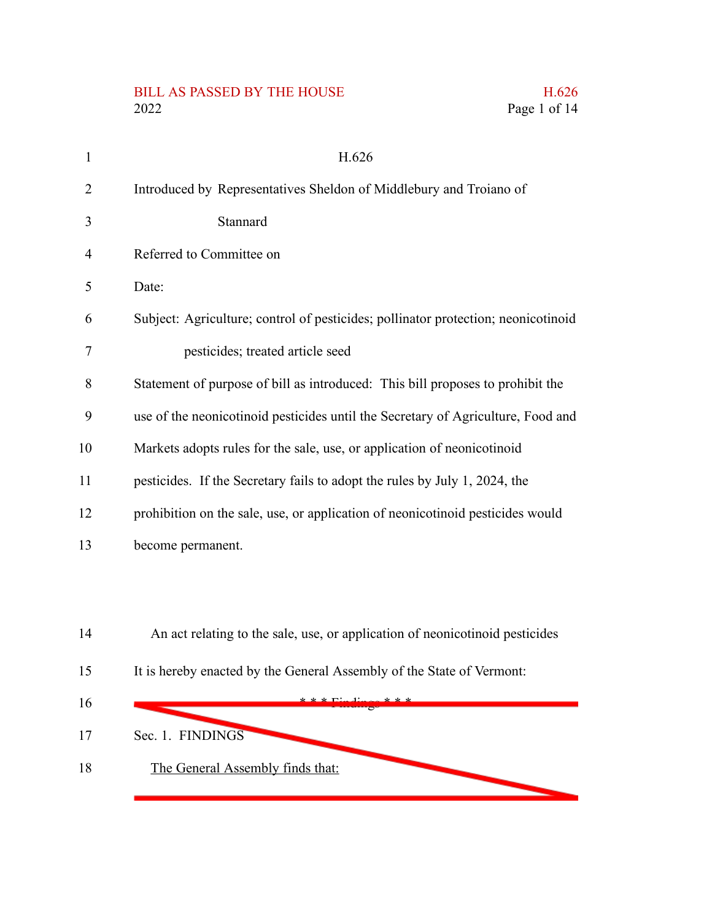H.626

Introduced by Representatives Sheldon of Middlebury and Troiano of Stannard

Referred to Committee on

Date:

Subject: Agriculture; control of pesticides; pollinator protection; neonicotinoid pesticides; treated article seed

Statement of purpose of bill as introduced: This bill proposes to prohibit the use of the neonicotinoid pesticides until the Secretary of Agriculture, Food and Markets adopts rules for the sale, use, or application of neonicotinoid pesticides. If the Secretary fails to adopt the rules by July 1, 2024, the prohibition on the sale, use, or application of neonicotinoid pesticides would become permanent.

An act relating to the sale, use, or application of neonicotinoid pesticides

It is hereby enacted by the General Assembly of the State of Vermont:

~~\* \* \* Findings \* \* \*~~

~~Sec. 1. FINDINGS~~

~~The General Assembly finds that:~~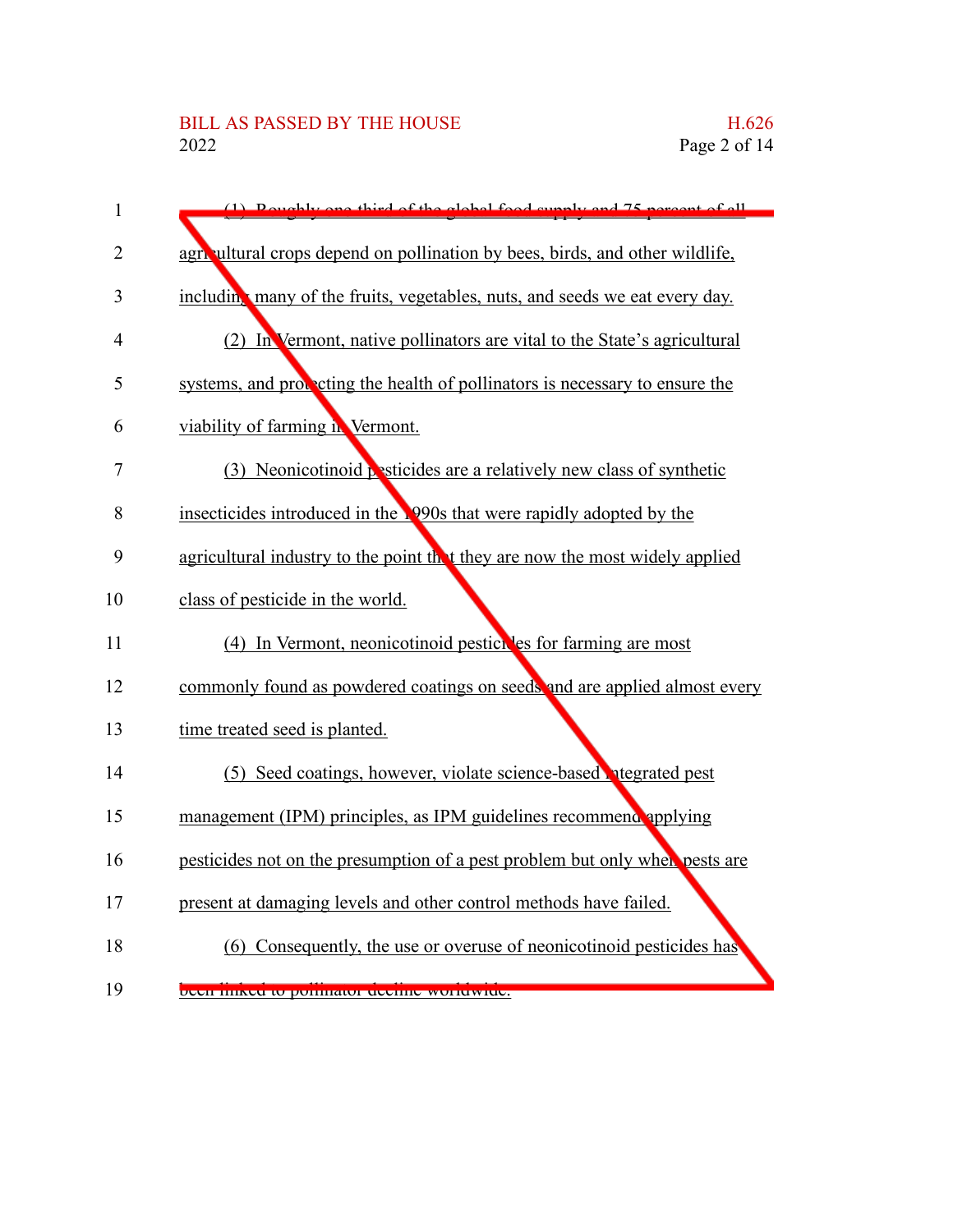(1) Roughly one third of the global food supply and 75 percent of all agricultural crops depend on pollination by bees, birds, and other wildlife, including many of the fruits, vegetables, nuts, and seeds we eat every day.

(2) In Vermont, native pollinators are vital to the State's agricultural systems, and protecting the health of pollinators is necessary to ensure the viability of farming in Vermont.

(3) Neonicotinoid pesticides are a relatively new class of synthetic insecticides introduced in the 1990s that were rapidly adopted by the agricultural industry to the point that they are now the most widely applied class of pesticide in the world.

(4) In Vermont, neonicotinoid pesticides for farming are most commonly found as powdered coatings on seeds and are applied almost every time treated seed is planted.

(5) Seed coatings, however, violate science-based integrated pest management (IPM) principles, as IPM guidelines recommend applying pesticides not on the presumption of a pest problem but only when pests are present at damaging levels and other control methods have failed.

(6) Consequently, the use or overuse of neonicotinoid pesticides has been linked to pollinator decline worldwide.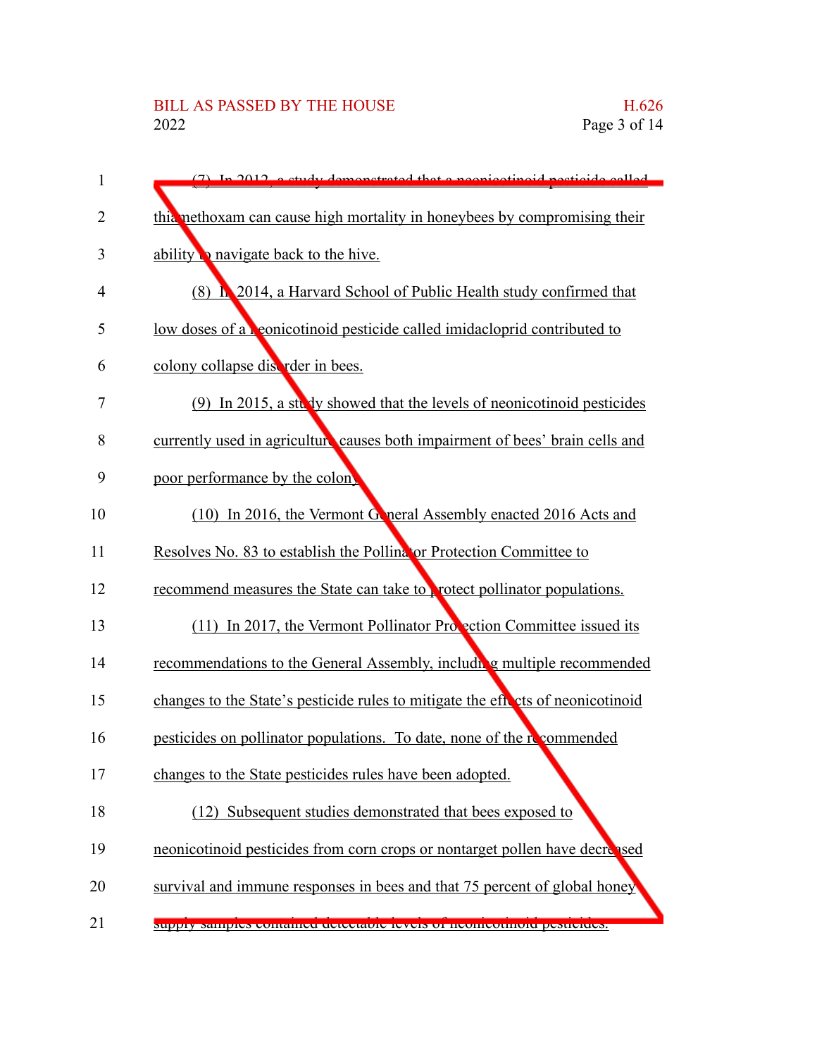(7) In 2012, a study demonstrated that a neonicotinoid pesticide called thiamethoxam can cause high mortality in honeybees by compromising their ability to navigate back to the hive.

(8) In 2014, a Harvard School of Public Health study confirmed that low doses of a neonicotinoid pesticide called imidacloprid contributed to colony collapse disorder in bees.

(9) In 2015, a study showed that the levels of neonicotinoid pesticides currently used in agriculture causes both impairment of bees' brain cells and poor performance by the colony.

(10) In 2016, the Vermont General Assembly enacted 2016 Acts and Resolves No. 83 to establish the Pollinator Protection Committee to recommend measures the State can take to protect pollinator populations.

(11) In 2017, the Vermont Pollinator Protection Committee issued its recommendations to the General Assembly, including multiple recommended changes to the State's pesticide rules to mitigate the effects of neonicotinoid pesticides on pollinator populations. To date, none of the recommended changes to the State pesticides rules have been adopted.

(12) Subsequent studies demonstrated that bees exposed to neonicotinoid pesticides from corn crops or nontarget pollen have decreased survival and immune responses in bees and that 75 percent of global honey supply samples contained detectable levels of neonicotinoid pesticides.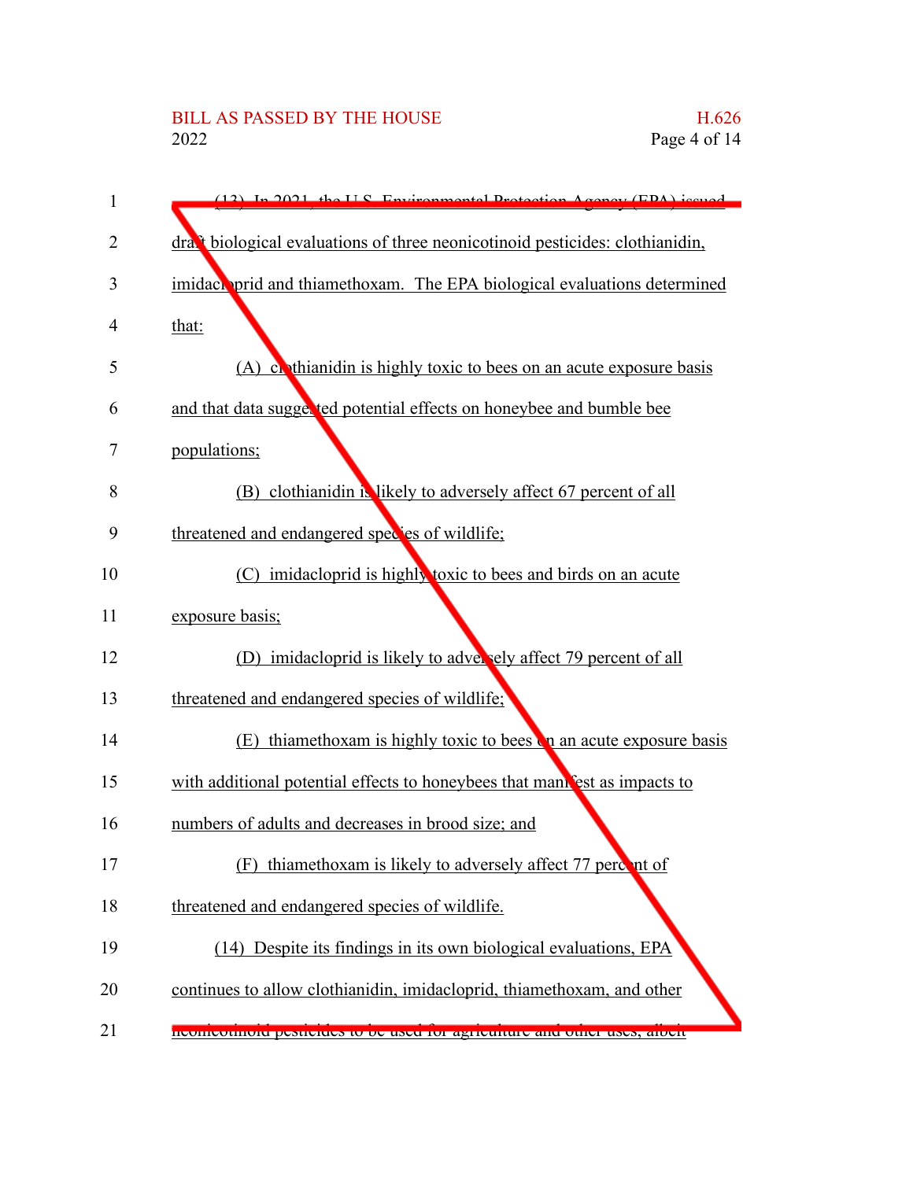(13) In 2021, the U.S. Environmental Protection Agency (EPA) issued draft biological evaluations of three neonicotinoid pesticides: clothianidin, imidacloprid and thiamethoxam. The EPA biological evaluations determined that:

(A) clothianidin is highly toxic to bees on an acute exposure basis and that data suggested potential effects on honeybee and bumble bee populations;

(B) clothianidin is likely to adversely affect 67 percent of all threatened and endangered species of wildlife;

(C) imidacloprid is highly toxic to bees and birds on an acute exposure basis;

(D) imidacloprid is likely to adversely affect 79 percent of all threatened and endangered species of wildlife;

(E) thiamethoxam is highly toxic to bees on an acute exposure basis with additional potential effects to honeybees that manifest as impacts to numbers of adults and decreases in brood size; and

(F) thiamethoxam is likely to adversely affect 77 percent of threatened and endangered species of wildlife.

(14) Despite its findings in its own biological evaluations, EPA continues to allow clothianidin, imidacloprid, thiamethoxam, and other neonicotinoid pesticides to be used for agriculture and other uses, albeit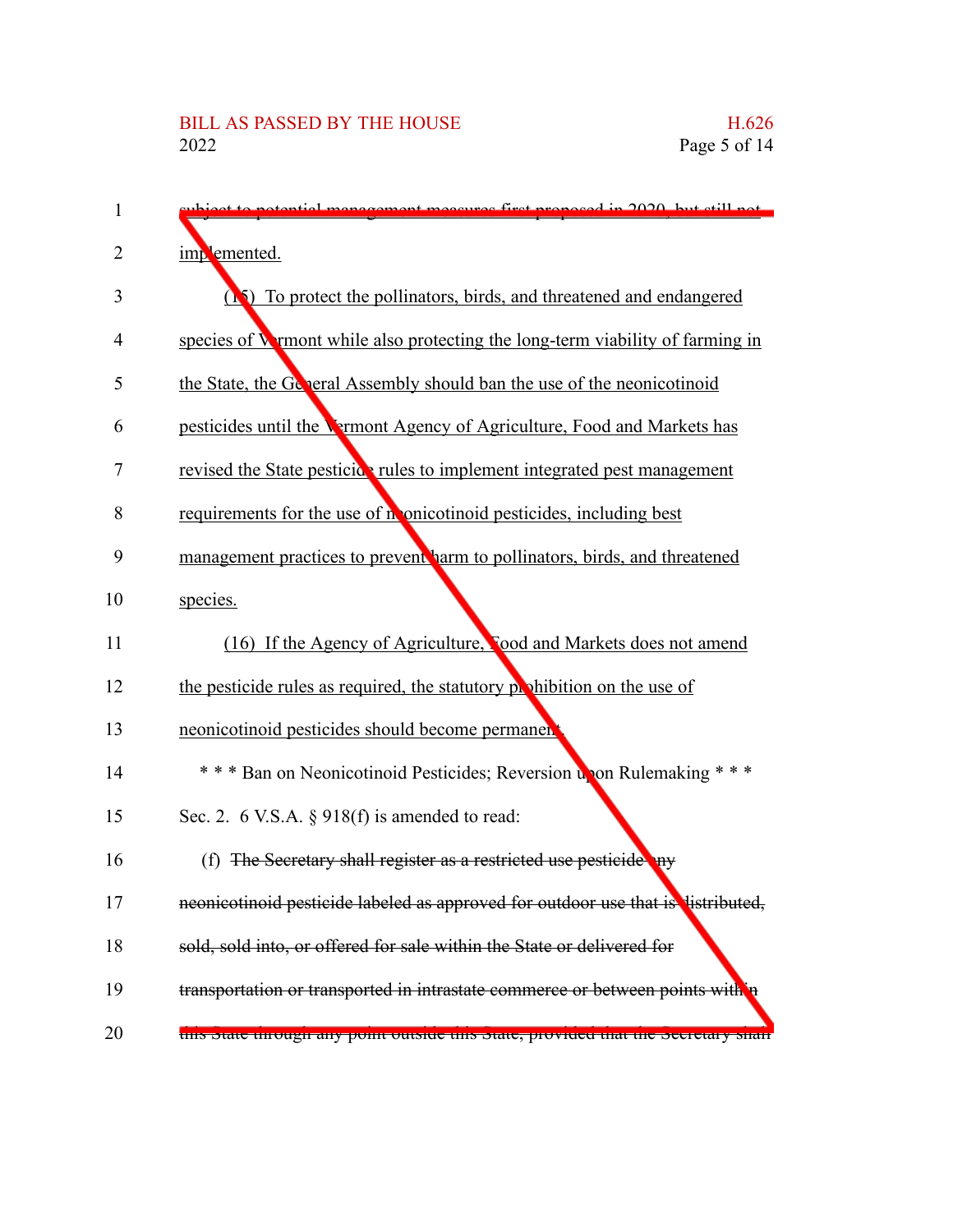~~subject to potential management measures first proposed in 2020, but still not~~ implemented.

(15) To protect the pollinators, birds, and threatened and endangered species of Vermont while also protecting the long-term viability of farming in the State, the General Assembly should ban the use of the neonicotinoid pesticides until the Vermont Agency of Agriculture, Food and Markets has revised the State pesticide rules to implement integrated pest management requirements for the use of neonicotinoid pesticides, including best management practices to prevent harm to pollinators, birds, and threatened species.

(16) If the Agency of Agriculture, Food and Markets does not amend the pesticide rules as required, the statutory prohibition on the use of neonicotinoid pesticides should become permanent.

\* \* \* Ban on Neonicotinoid Pesticides; Reversion upon Rulemaking \* \* \*

Sec. 2. 6 V.S.A. § 918(f) is amended to read:

(f) ~~The Secretary shall register as a restricted use pesticide any neonicotinoid pesticide labeled as approved for outdoor use that is distributed, sold, sold into, or offered for sale within the State or delivered for transportation or transported in intrastate commerce or between points within this State through any point outside this State; provided that the Secretary shall~~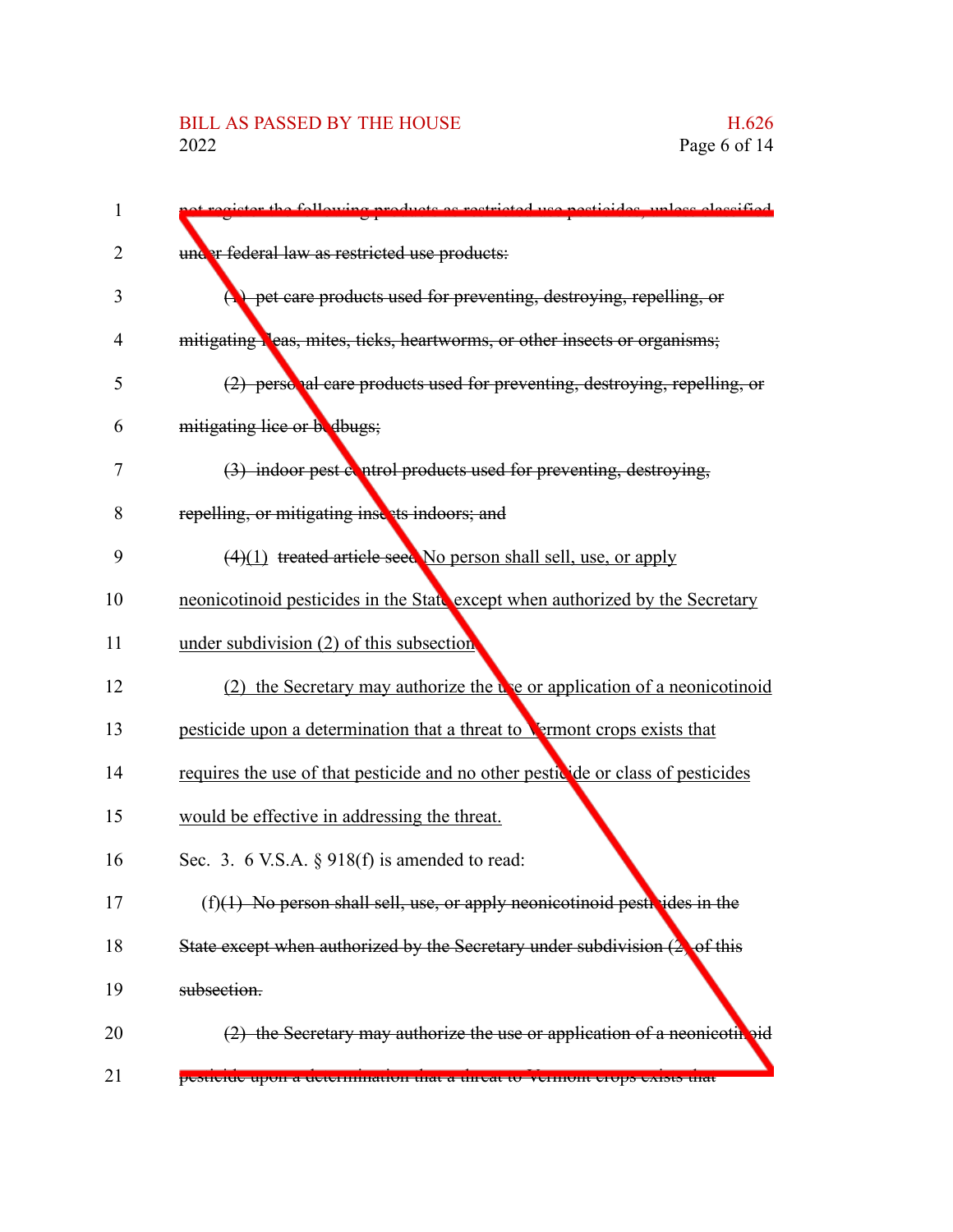not register the following products as restricted use pesticides, unless classified under federal law as restricted use products:

(1) pet care products used for preventing, destroying, repelling, or mitigating fleas, mites, ticks, heartworms, or other insects or organisms;

(2) personal care products used for preventing, destroying, repelling, or mitigating lice or bedbugs;

(3) indoor pest control products used for preventing, destroying, repelling, or mitigating insects indoors; and

(4)(1) treated article seed No person shall sell, use, or apply neonicotinoid pesticides in the State except when authorized by the Secretary under subdivision (2) of this subsection.

(2) the Secretary may authorize the use or application of a neonicotinoid pesticide upon a determination that a threat to Vermont crops exists that requires the use of that pesticide and no other pesticide or class of pesticides would be effective in addressing the threat.

Sec. 3. 6 V.S.A. § 918(f) is amended to read:

(f)(1) No person shall sell, use, or apply neonicotinoid pesticides in the State except when authorized by the Secretary under subdivision (2) of this subsection.

(2) the Secretary may authorize the use or application of a neonicotinoid pesticide upon a determination that a threat to Vermont crops exists that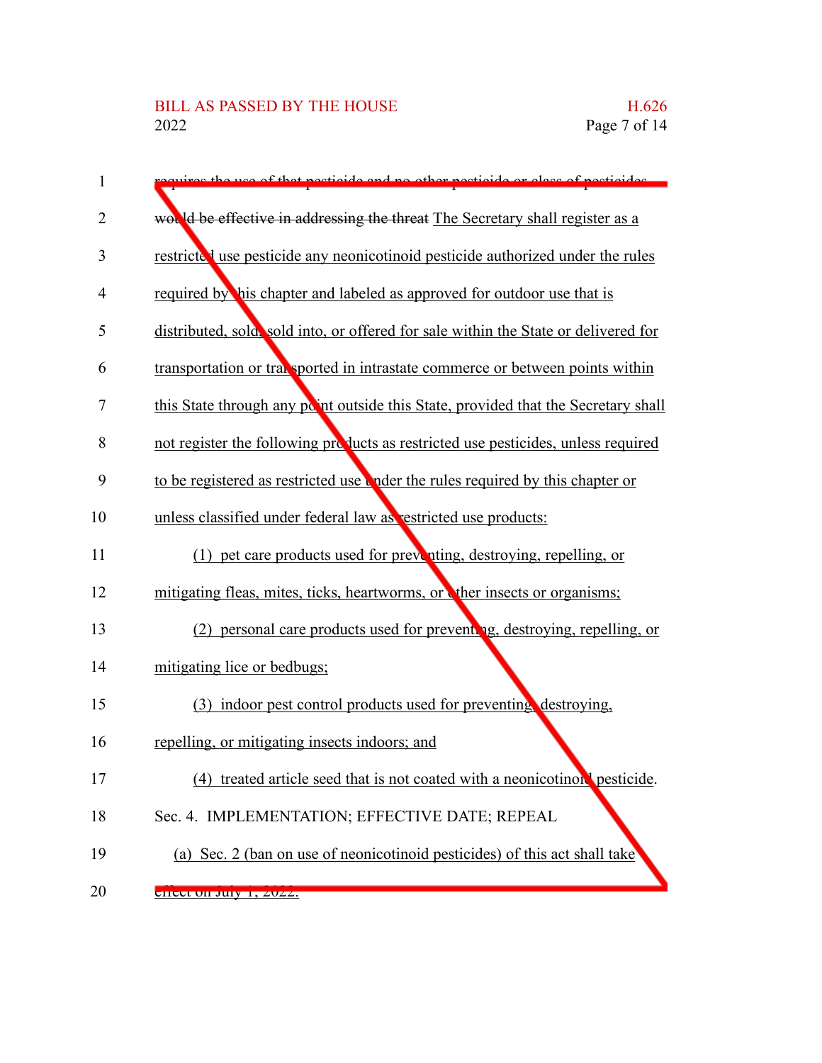~~requires the use of that pesticide and no other pesticide or class of pesticides would be effective in addressing the threat~~ <u>The Secretary shall register as a restricted use pesticide any neonicotinoid pesticide authorized under the rules required by this chapter and labeled as approved for outdoor use that is distributed, sold, sold into, or offered for sale within the State or delivered for transportation or transported in intrastate commerce or between points within this State through any point outside this State, provided that the Secretary shall not register the following products as restricted use pesticides, unless required to be registered as restricted use under the rules required by this chapter or unless classified under federal law as restricted use products:</u>

<u>(1) pet care products used for preventing, destroying, repelling, or mitigating fleas, mites, ticks, heartworms, or other insects or organisms;</u>

<u>(2) personal care products used for preventing, destroying, repelling, or mitigating lice or bedbugs;</u>

<u>(3) indoor pest control products used for preventing, destroying, repelling, or mitigating insects indoors; and</u>

<u>(4) treated article seed that is not coated with a neonicotinoid pesticide</u>.

Sec. 4. IMPLEMENTATION; EFFECTIVE DATE; REPEAL

<u>(a) Sec. 2 (ban on use of neonicotinoid pesticides) of this act shall take effect on July 1, 2022.</u>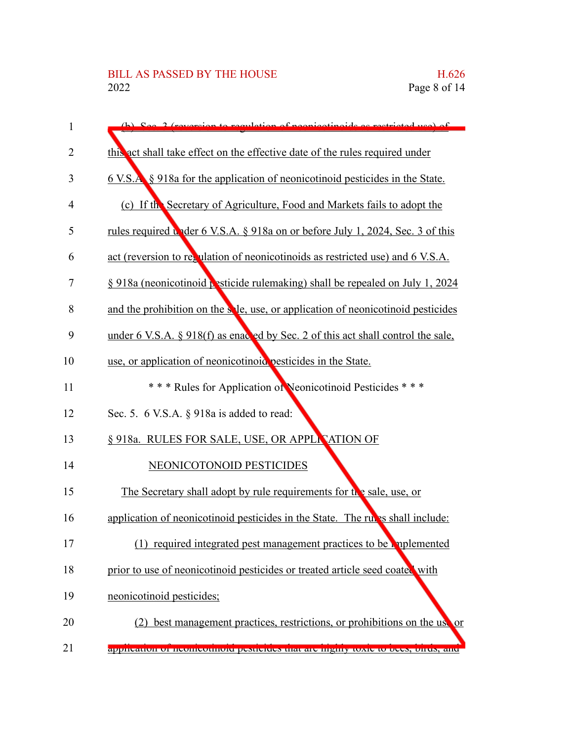(b) Sec. 3 (reversion to regulation of neonicotinoids as restricted use) of this act shall take effect on the effective date of the rules required under 6 V.S.A. § 918a for the application of neonicotinoid pesticides in the State.

(c) If the Secretary of Agriculture, Food and Markets fails to adopt the rules required under 6 V.S.A. § 918a on or before July 1, 2024, Sec. 3 of this act (reversion to regulation of neonicotinoids as restricted use) and 6 V.S.A. § 918a (neonicotinoid pesticide rulemaking) shall be repealed on July 1, 2024 and the prohibition on the sale, use, or application of neonicotinoid pesticides under 6 V.S.A. § 918(f) as enacted by Sec. 2 of this act shall control the sale, use, or application of neonicotinoid pesticides in the State.

\* \* \* Rules for Application of Neonicotinoid Pesticides \* \* \*

Sec. 5. 6 V.S.A. § 918a is added to read:

§ 918a. RULES FOR SALE, USE, OR APPLICATION OF NEONICOTONOID PESTICIDES

The Secretary shall adopt by rule requirements for the sale, use, or application of neonicotinoid pesticides in the State. The rules shall include:

(1) required integrated pest management practices to be implemented prior to use of neonicotinoid pesticides or treated article seed coated with neonicotinoid pesticides;

(2) best management practices, restrictions, or prohibitions on the use or application of neonicotinoid pesticides that are highly toxic to bees, birds, and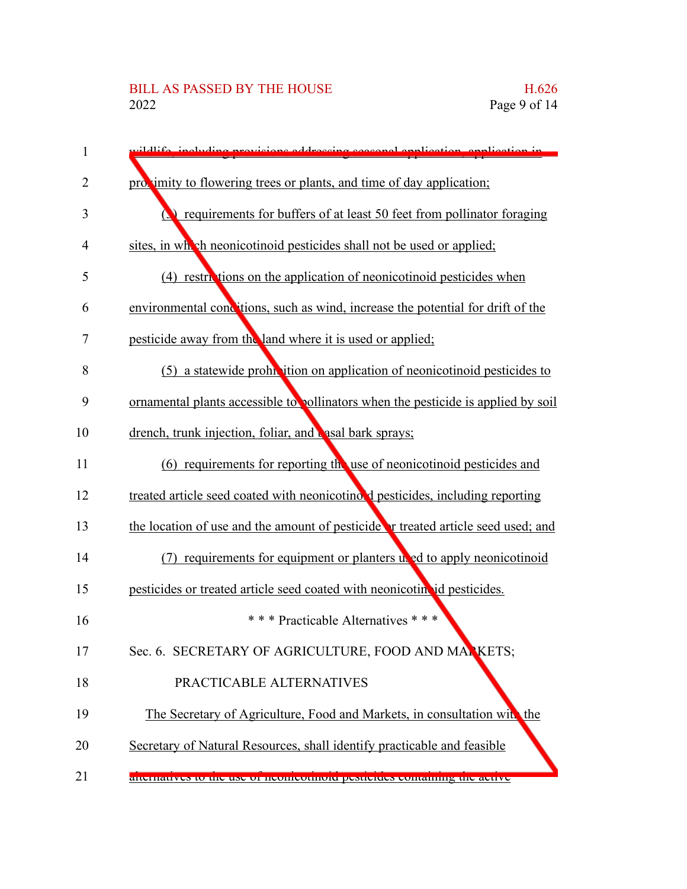wildlife, including provisions addressing seasonal application, application in proximity to flowering trees or plants, and time of day application;

(3) requirements for buffers of at least 50 feet from pollinator foraging sites, in which neonicotinoid pesticides shall not be used or applied;

(4) restrictions on the application of neonicotinoid pesticides when environmental conditions, such as wind, increase the potential for drift of the pesticide away from the land where it is used or applied;

(5) a statewide prohibition on application of neonicotinoid pesticides to ornamental plants accessible to pollinators when the pesticide is applied by soil drench, trunk injection, foliar, and basal bark sprays;

(6) requirements for reporting the use of neonicotinoid pesticides and treated article seed coated with neonicotinoid pesticides, including reporting the location of use and the amount of pesticide or treated article seed used; and

(7) requirements for equipment or planters used to apply neonicotinoid pesticides or treated article seed coated with neonicotinoid pesticides.

\* \* \* Practicable Alternatives \* \* \*

Sec. 6. SECRETARY OF AGRICULTURE, FOOD AND MARKETS; PRACTICABLE ALTERNATIVES

The Secretary of Agriculture, Food and Markets, in consultation with the Secretary of Natural Resources, shall identify practicable and feasible alternatives to the use of neonicotinoid pesticides containing the active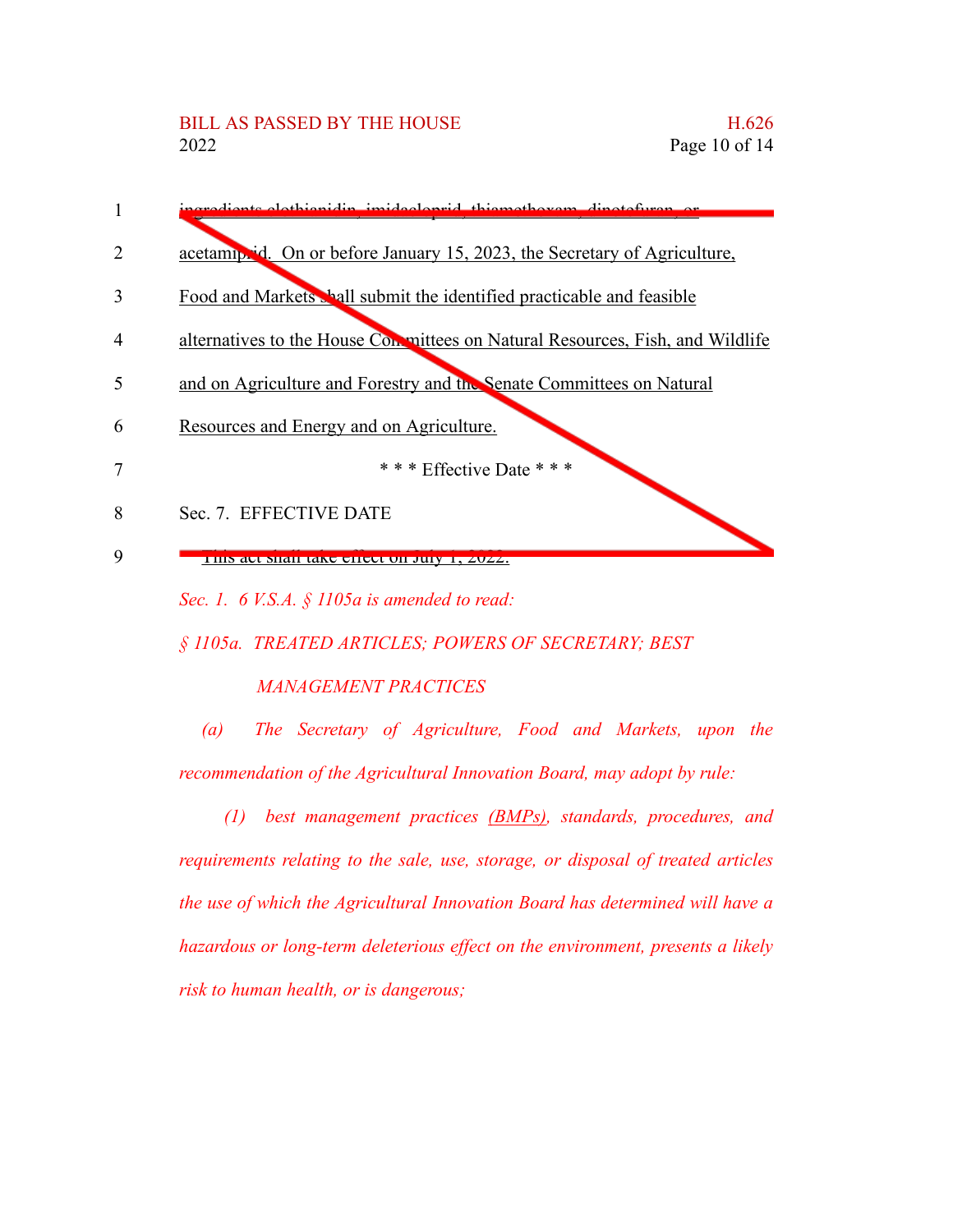ingredients clothianidin, imidacloprid, thiamethoxam, dinotefuran, or acetamiprid. On or before January 15, 2023, the Secretary of Agriculture, Food and Markets shall submit the identified practicable and feasible alternatives to the House Committees on Natural Resources, Fish, and Wildlife and on Agriculture and Forestry and the Senate Committees on Natural Resources and Energy and on Agriculture.

\* \* \* Effective Date \* \* \*

Sec. 7. EFFECTIVE DATE

This act shall take effect on July 1, 2022.

*Sec. 1. 6 V.S.A. § 1105a is amended to read:*

*§ 1105a. TREATED ARTICLES; POWERS OF SECRETARY; BEST MANAGEMENT PRACTICES*

*(a) The Secretary of Agriculture, Food and Markets, upon the recommendation of the Agricultural Innovation Board, may adopt by rule:*

*(1) best management practices (BMPs), standards, procedures, and requirements relating to the sale, use, storage, or disposal of treated articles the use of which the Agricultural Innovation Board has determined will have a hazardous or long-term deleterious effect on the environment, presents a likely risk to human health, or is dangerous;*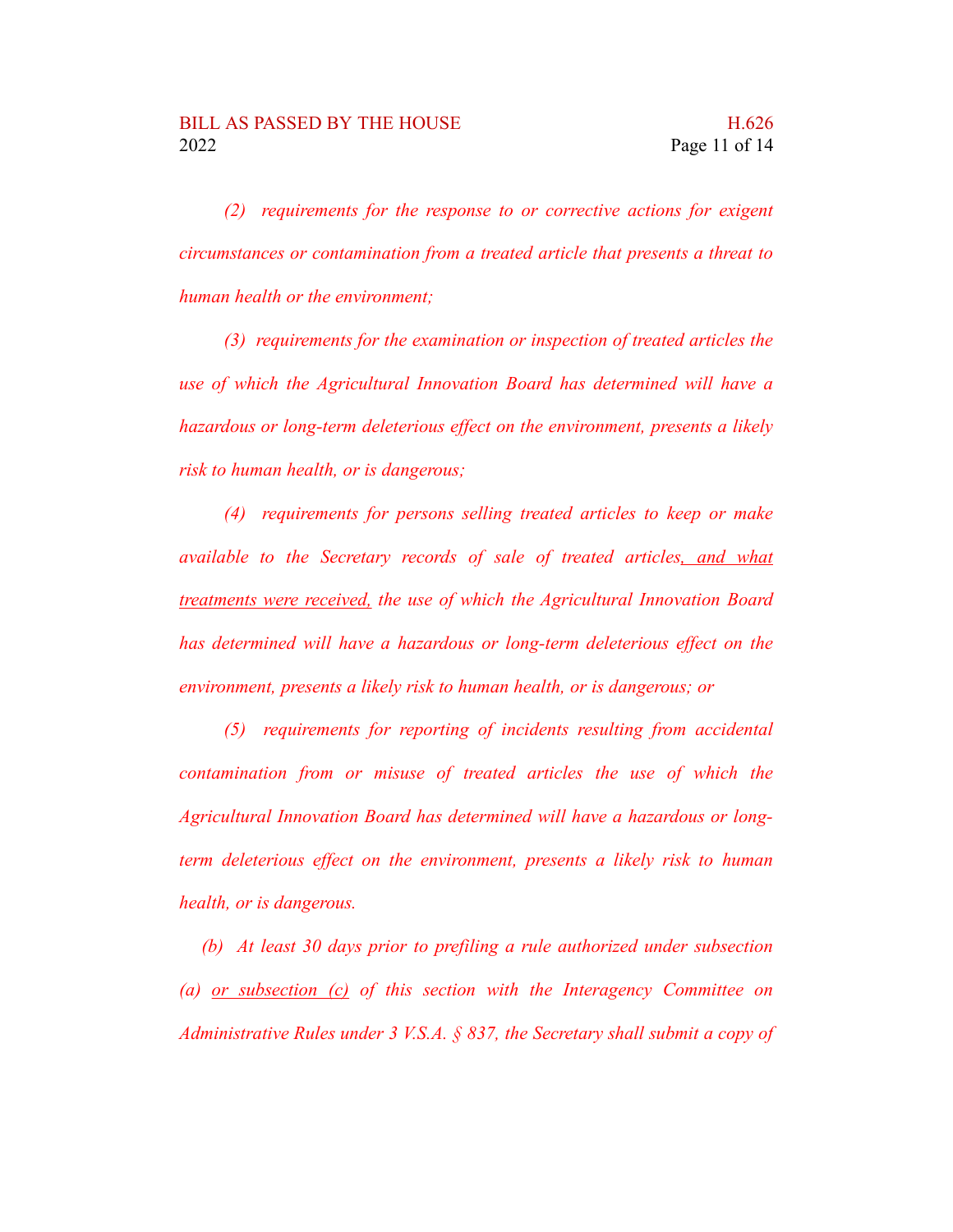*(2) requirements for the response to or corrective actions for exigent circumstances or contamination from a treated article that presents a threat to human health or the environment;*

*(3) requirements for the examination or inspection of treated articles the use of which the Agricultural Innovation Board has determined will have a hazardous or long-term deleterious effect on the environment, presents a likely risk to human health, or is dangerous;*

*(4) requirements for persons selling treated articles to keep or make available to the Secretary records of sale of treated articles, and what treatments were received, the use of which the Agricultural Innovation Board has determined will have a hazardous or long-term deleterious effect on the environment, presents a likely risk to human health, or is dangerous; or*

*(5) requirements for reporting of incidents resulting from accidental contamination from or misuse of treated articles the use of which the Agricultural Innovation Board has determined will have a hazardous or long-term deleterious effect on the environment, presents a likely risk to human health, or is dangerous.*

*(b) At least 30 days prior to prefiling a rule authorized under subsection (a) or subsection (c) of this section with the Interagency Committee on Administrative Rules under 3 V.S.A. § 837, the Secretary shall submit a copy of*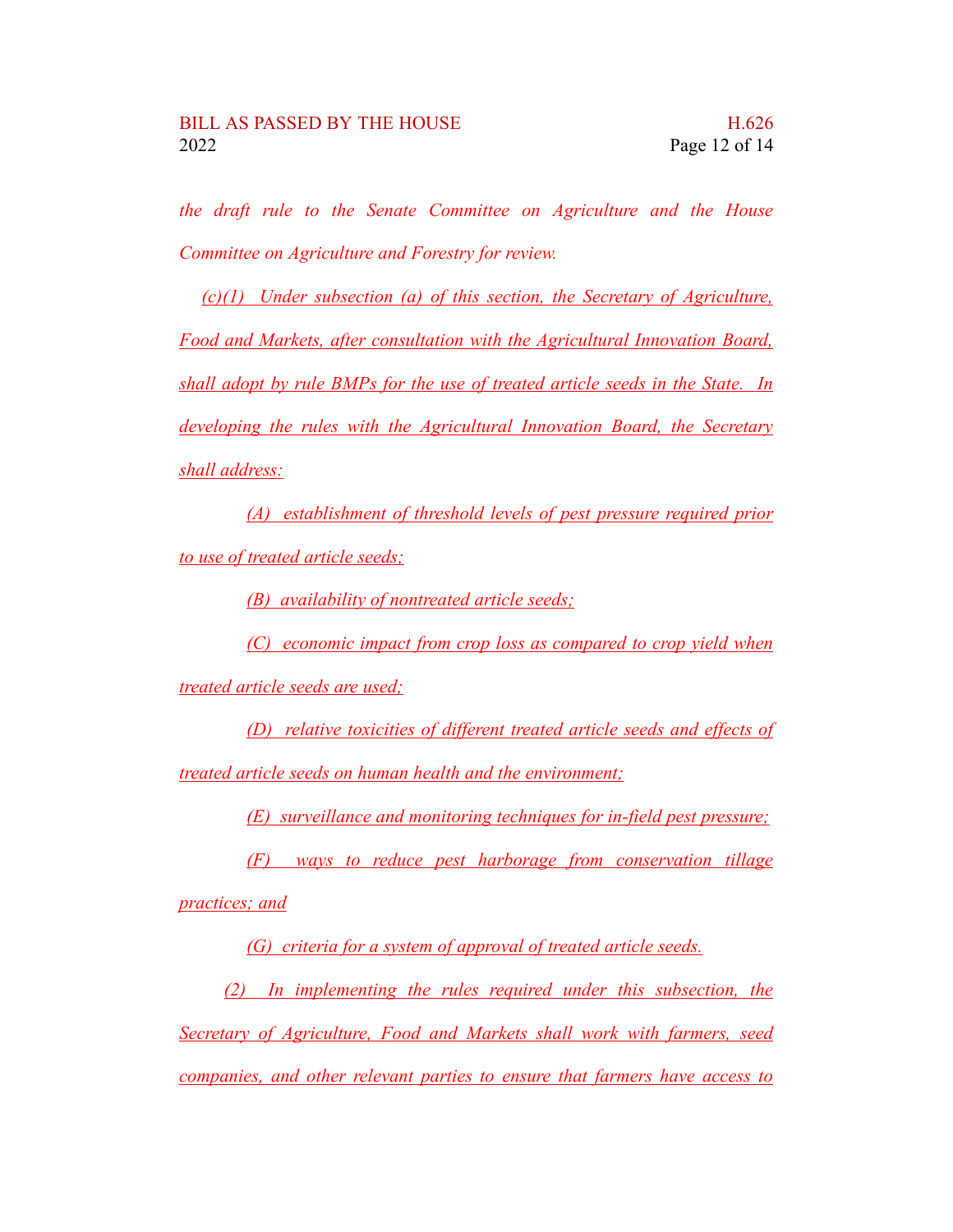*the draft rule to the Senate Committee on Agriculture and the House Committee on Agriculture and Forestry for review.*

*(c)(1) Under subsection (a) of this section, the Secretary of Agriculture, Food and Markets, after consultation with the Agricultural Innovation Board, shall adopt by rule BMPs for the use of treated article seeds in the State. In developing the rules with the Agricultural Innovation Board, the Secretary shall address:*

*(A) establishment of threshold levels of pest pressure required prior to use of treated article seeds;*

*(B) availability of nontreated article seeds;*

*(C) economic impact from crop loss as compared to crop yield when treated article seeds are used;*

*(D) relative toxicities of different treated article seeds and effects of treated article seeds on human health and the environment;*

*(E) surveillance and monitoring techniques for in-field pest pressure;*

*(F) ways to reduce pest harborage from conservation tillage practices; and*

*(G) criteria for a system of approval of treated article seeds.*

*(2) In implementing the rules required under this subsection, the Secretary of Agriculture, Food and Markets shall work with farmers, seed companies, and other relevant parties to ensure that farmers have access to*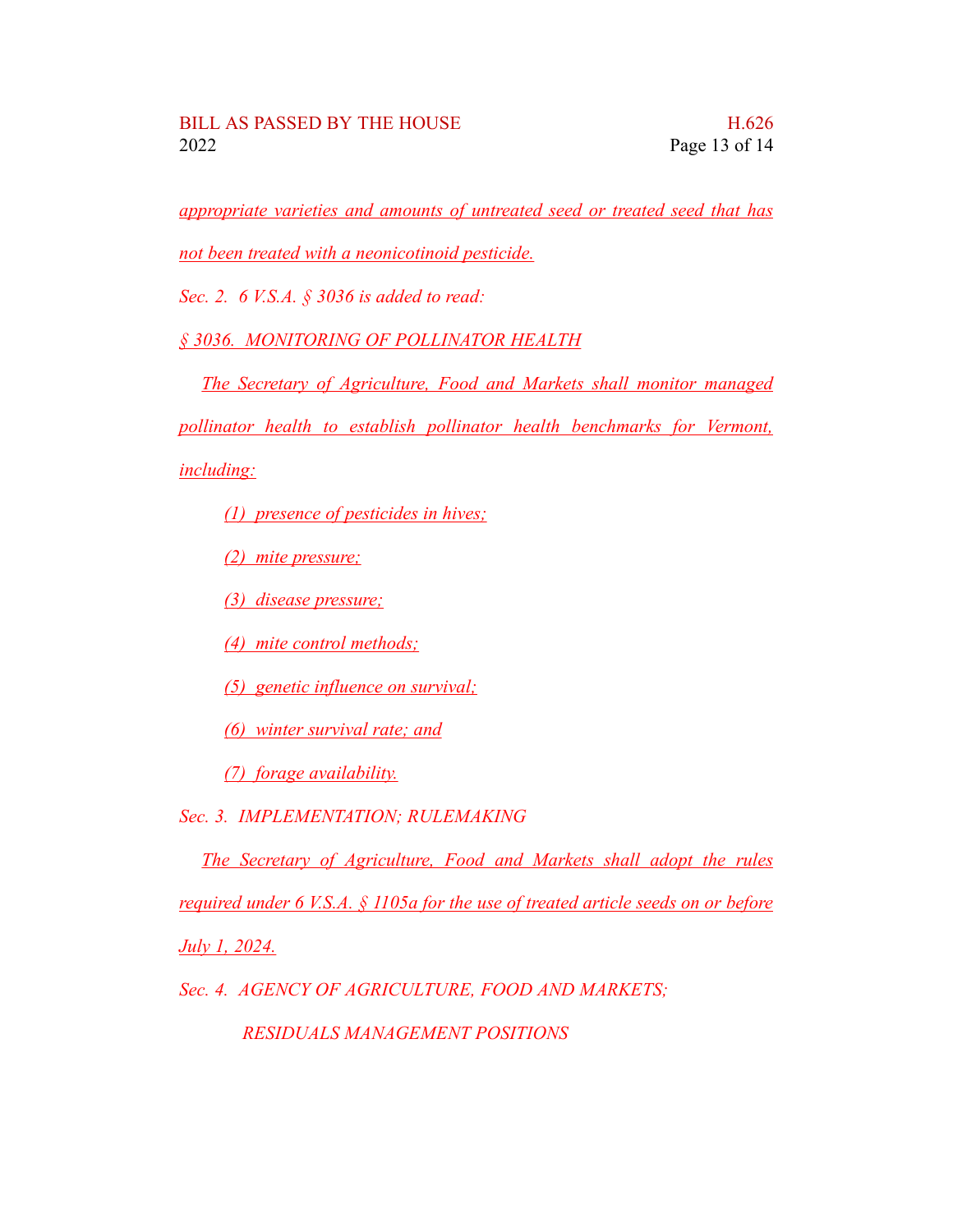*appropriate varieties and amounts of untreated seed or treated seed that has not been treated with a neonicotinoid pesticide.*

*Sec. 2. 6 V.S.A. § 3036 is added to read:*

*§ 3036. MONITORING OF POLLINATOR HEALTH*

*The Secretary of Agriculture, Food and Markets shall monitor managed pollinator health to establish pollinator health benchmarks for Vermont, including:*

*(1) presence of pesticides in hives;*

*(2) mite pressure;*

*(3) disease pressure;*

*(4) mite control methods;*

*(5) genetic influence on survival;*

*(6) winter survival rate; and*

*(7) forage availability.*

*Sec. 3. IMPLEMENTATION; RULEMAKING*

*The Secretary of Agriculture, Food and Markets shall adopt the rules required under 6 V.S.A. § 1105a for the use of treated article seeds on or before July 1, 2024.*

*Sec. 4. AGENCY OF AGRICULTURE, FOOD AND MARKETS; RESIDUALS MANAGEMENT POSITIONS*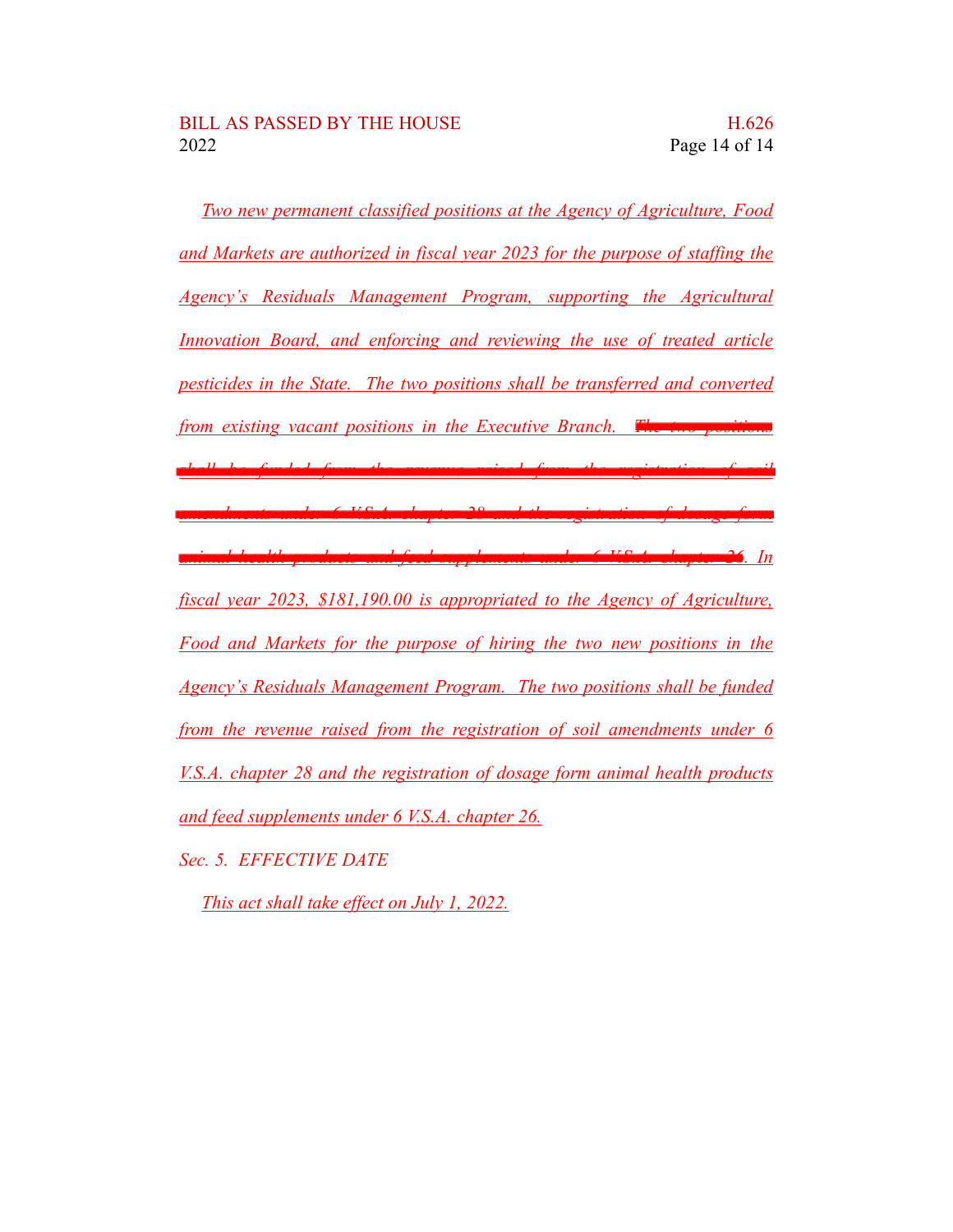*Two new permanent classified positions at the Agency of Agriculture, Food and Markets are authorized in fiscal year 2023 for the purpose of staffing the Agency's Residuals Management Program, supporting the Agricultural Innovation Board, and enforcing and reviewing the use of treated article pesticides in the State. The two positions shall be transferred and converted from existing vacant positions in the Executive Branch.* ~~*The two positions shall be funded from the revenue raised from the registration of soil amendments under 6 V.S.A. chapter 28 and the registration of dosage form animal health products and feed supplements under 6 V.S.A. chapter 26*~~*. In fiscal year 2023, $181,190.00 is appropriated to the Agency of Agriculture, Food and Markets for the purpose of hiring the two new positions in the Agency's Residuals Management Program. The two positions shall be funded from the revenue raised from the registration of soil amendments under 6 V.S.A. chapter 28 and the registration of dosage form animal health products and feed supplements under 6 V.S.A. chapter 26.*

*Sec. 5. EFFECTIVE DATE*

*This act shall take effect on July 1, 2022.*